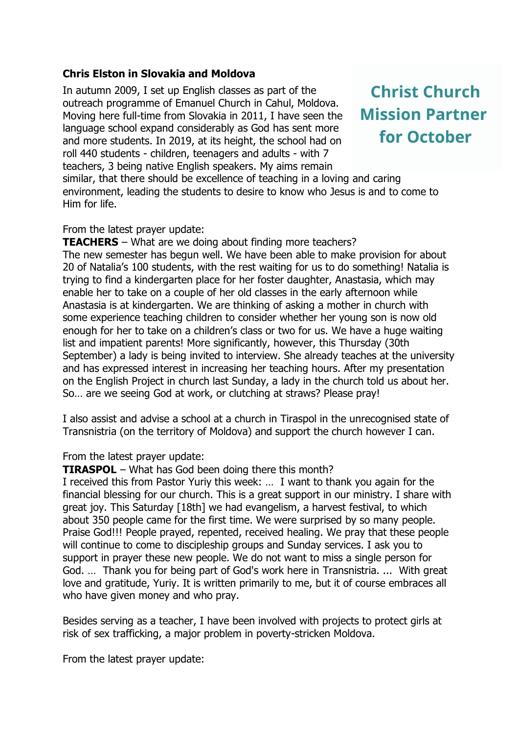**Chris Elston in Slovakia and Moldova**

## Christ Church Mission Partner for October

In autumn 2009, I set up English classes as part of the outreach programme of Emanuel Church in Cahul, Moldova. Moving here full-time from Slovakia in 2011, I have seen the language school expand considerably as God has sent more and more students. In 2019, at its height, the school had on roll 440 students - children, teenagers and adults - with 7 teachers, 3 being native English speakers. My aims remain similar, that there should be excellence of teaching in a loving and caring environment, leading the students to desire to know who Jesus is and to come to Him for life.

From the latest prayer update:

**TEACHERS** – What are we doing about finding more teachers?
The new semester has begun well. We have been able to make provision for about 20 of Natalia's 100 students, with the rest waiting for us to do something! Natalia is trying to find a kindergarten place for her foster daughter, Anastasia, which may enable her to take on a couple of her old classes in the early afternoon while Anastasia is at kindergarten. We are thinking of asking a mother in church with some experience teaching children to consider whether her young son is now old enough for her to take on a children's class or two for us. We have a huge waiting list and impatient parents! More significantly, however, this Thursday (30th September) a lady is being invited to interview. She already teaches at the university and has expressed interest in increasing her teaching hours. After my presentation on the English Project in church last Sunday, a lady in the church told us about her. So… are we seeing God at work, or clutching at straws? Please pray!

I also assist and advise a school at a church in Tiraspol in the unrecognised state of Transnistria (on the territory of Moldova) and support the church however I can.

From the latest prayer update:

**TIRASPOL** – What has God been doing there this month?
I received this from Pastor Yuriy this week: … I want to thank you again for the financial blessing for our church. This is a great support in our ministry. I share with great joy. This Saturday [18th] we had evangelism, a harvest festival, to which about 350 people came for the first time. We were surprised by so many people. Praise God!!! People prayed, repented, received healing. We pray that these people will continue to come to discipleship groups and Sunday services. I ask you to support in prayer these new people. We do not want to miss a single person for God. … Thank you for being part of God's work here in Transnistria. ... With great love and gratitude, Yuriy. It is written primarily to me, but it of course embraces all who have given money and who pray.

Besides serving as a teacher, I have been involved with projects to protect girls at risk of sex trafficking, a major problem in poverty-stricken Moldova.

From the latest prayer update: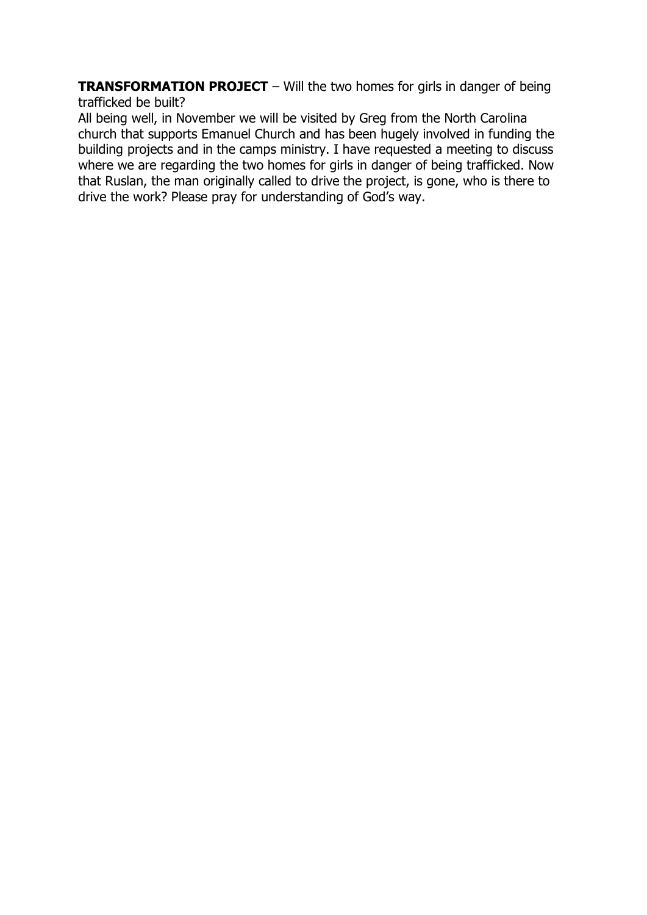**TRANSFORMATION PROJECT** – Will the two homes for girls in danger of being trafficked be built?

All being well, in November we will be visited by Greg from the North Carolina church that supports Emanuel Church and has been hugely involved in funding the building projects and in the camps ministry. I have requested a meeting to discuss where we are regarding the two homes for girls in danger of being trafficked. Now that Ruslan, the man originally called to drive the project, is gone, who is there to drive the work? Please pray for understanding of God's way.